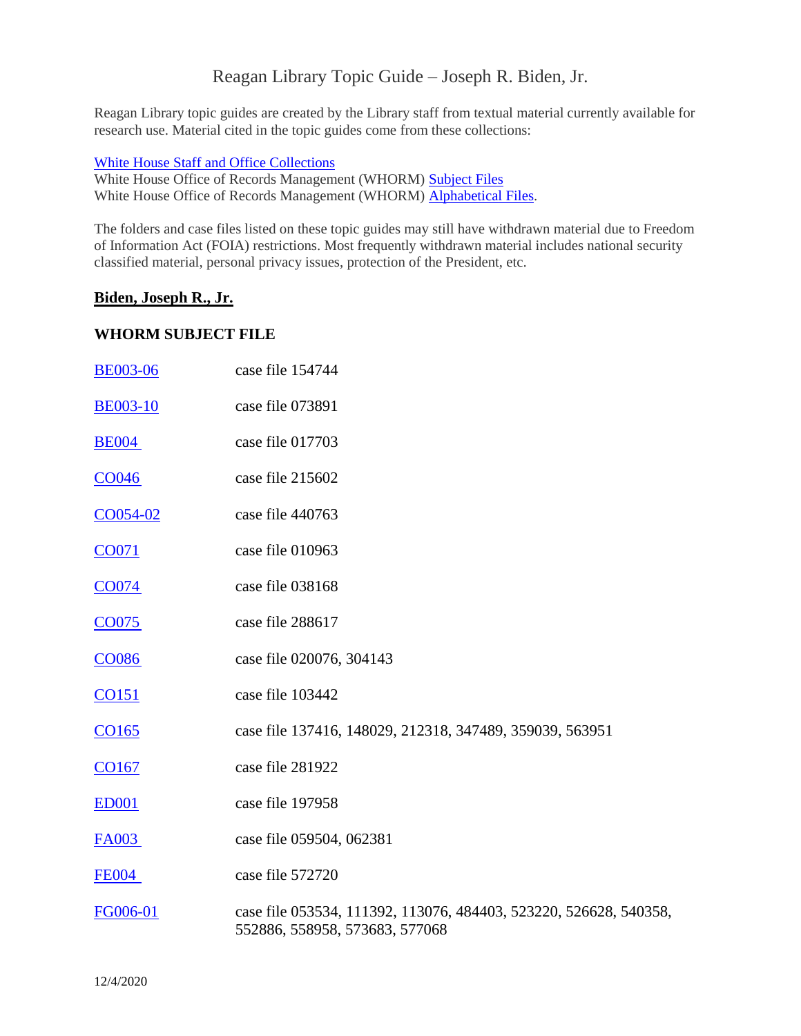# Reagan Library Topic Guide – Joseph R. Biden, Jr.

Reagan Library topic guides are created by the Library staff from textual material currently available for research use. Material cited in the topic guides come from these collections:

[White House Staff and Office Collections]
White House Office of Records Management (WHORM) [Subject Files]
White House Office of Records Management (WHORM) [Alphabetical Files].

The folders and case files listed on these topic guides may still have withdrawn material due to Freedom of Information Act (FOIA) restrictions. Most frequently withdrawn material includes national security classified material, personal privacy issues, protection of the President, etc.

## **Biden, Joseph R., Jr.**

### WHORM SUBJECT FILE

| | |
|---|---|
| BE003-06 | case file 154744 |
| BE003-10 | case file 073891 |
| BE004 | case file 017703 |
| CO046 | case file 215602 |
| CO054-02 | case file 440763 |
| CO071 | case file 010963 |
| CO074 | case file 038168 |
| CO075 | case file 288617 |
| CO086 | case file 020076, 304143 |
| CO151 | case file 103442 |
| CO165 | case file 137416, 148029, 212318, 347489, 359039, 563951 |
| CO167 | case file 281922 |
| ED001 | case file 197958 |
| FA003 | case file 059504, 062381 |
| FE004 | case file 572720 |
| FG006-01 | case file 053534, 111392, 113076, 484403, 523220, 526628, 540358, 552886, 558958, 573683, 577068 |

12/4/2020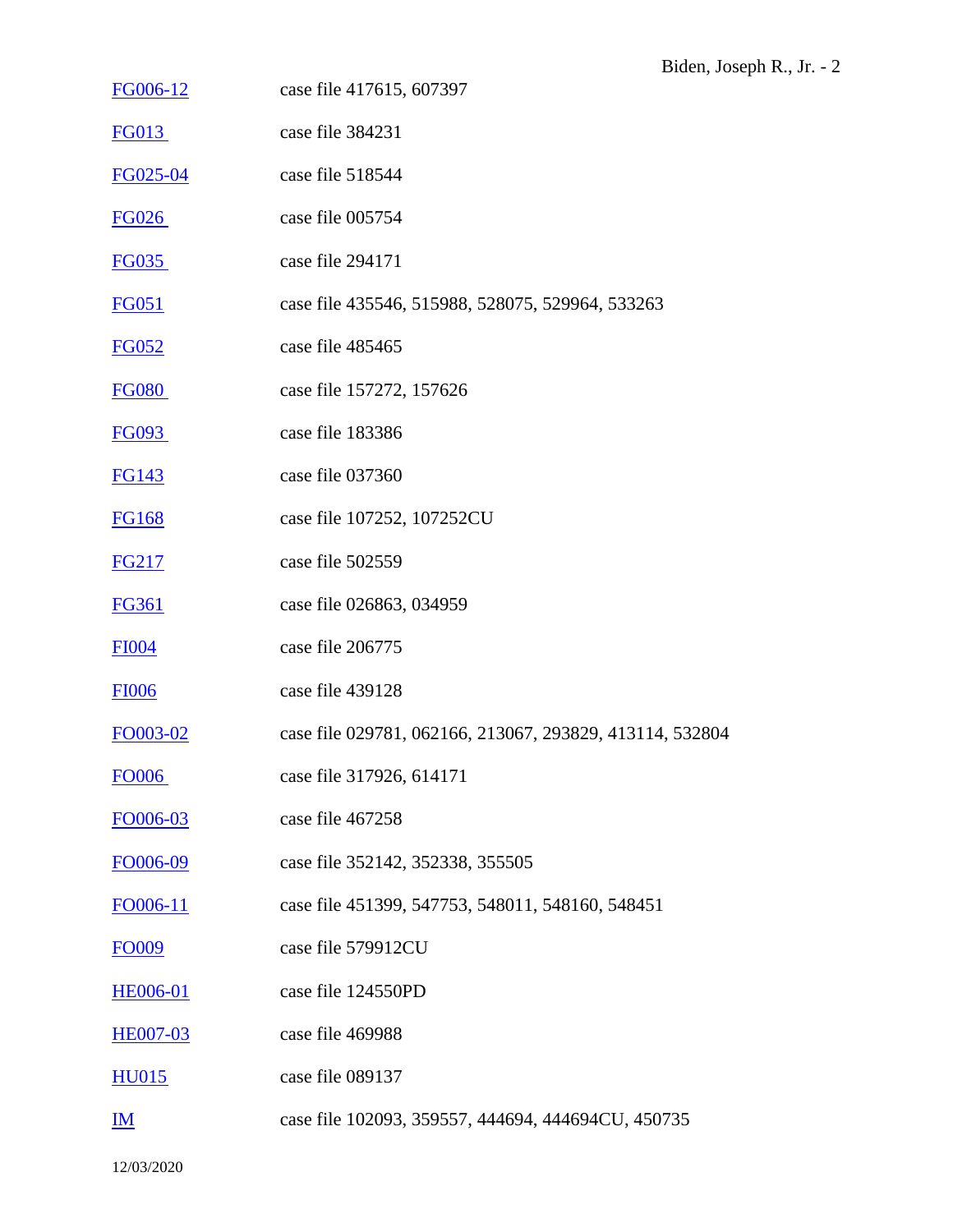| | |
|---|---|
| FG006-12 | case file 417615, 607397 |
| FG013 | case file 384231 |
| FG025-04 | case file 518544 |
| FG026 | case file 005754 |
| FG035 | case file 294171 |
| FG051 | case file 435546, 515988, 528075, 529964, 533263 |
| FG052 | case file 485465 |
| FG080 | case file 157272, 157626 |
| FG093 | case file 183386 |
| FG143 | case file 037360 |
| FG168 | case file 107252, 107252CU |
| FG217 | case file 502559 |
| FG361 | case file 026863, 034959 |
| FI004 | case file 206775 |
| FI006 | case file 439128 |
| FO003-02 | case file 029781, 062166, 213067, 293829, 413114, 532804 |
| FO006 | case file 317926, 614171 |
| FO006-03 | case file 467258 |
| FO006-09 | case file 352142, 352338, 355505 |
| FO006-11 | case file 451399, 547753, 548011, 548160, 548451 |
| FO009 | case file 579912CU |
| HE006-01 | case file 124550PD |
| HE007-03 | case file 469988 |
| HU015 | case file 089137 |
| IM | case file 102093, 359557, 444694, 444694CU, 450735 |

12/03/2020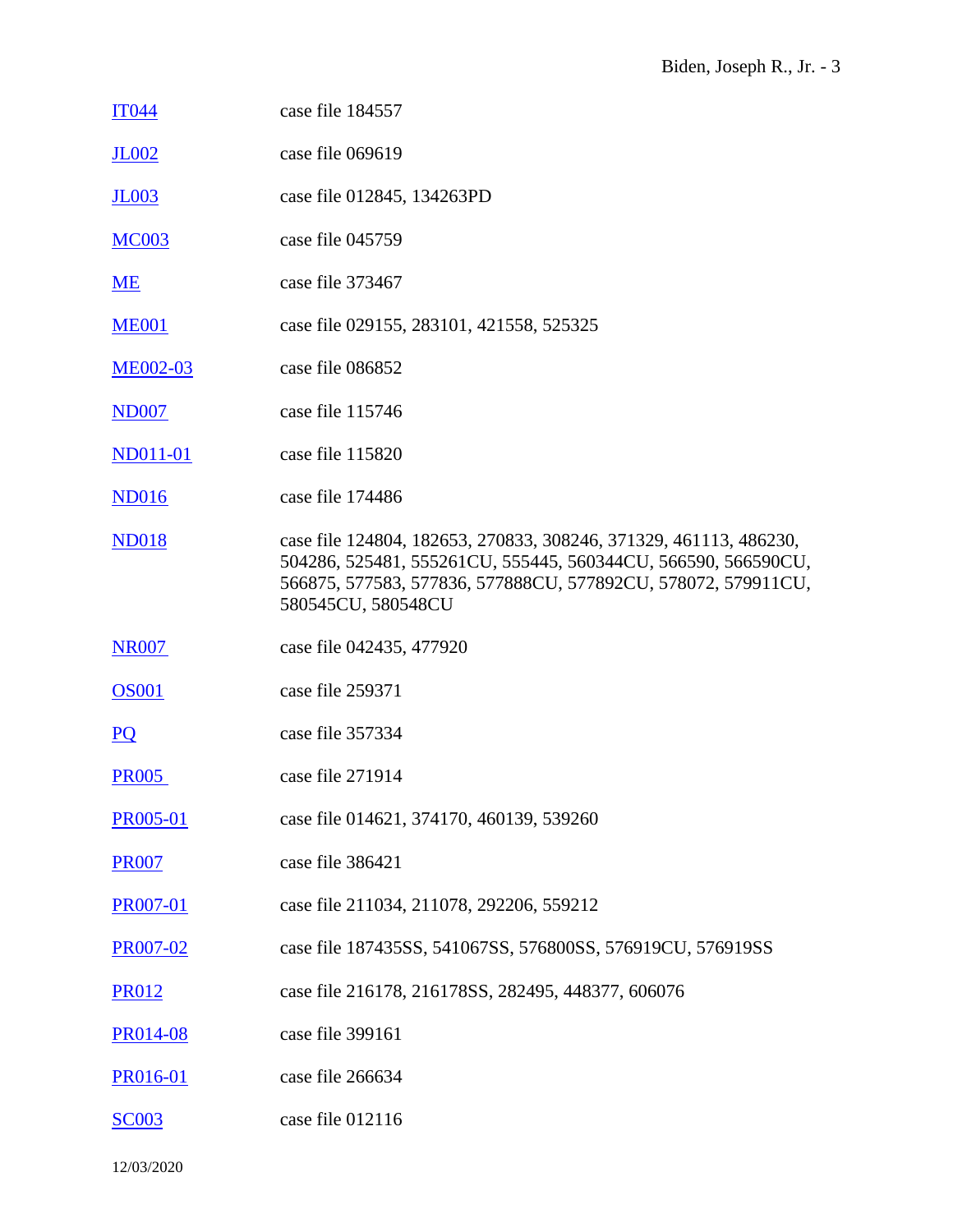| | |
|---|---|
| IT044 | case file 184557 |
| JL002 | case file 069619 |
| JL003 | case file 012845, 134263PD |
| MC003 | case file 045759 |
| ME | case file 373467 |
| ME001 | case file 029155, 283101, 421558, 525325 |
| ME002-03 | case file 086852 |
| ND007 | case file 115746 |
| ND011-01 | case file 115820 |
| ND016 | case file 174486 |
| ND018 | case file 124804, 182653, 270833, 308246, 371329, 461113, 486230, 504286, 525481, 555261CU, 555445, 560344CU, 566590, 566590CU, 566875, 577583, 577836, 577888CU, 577892CU, 578072, 579911CU, 580545CU, 580548CU |
| NR007 | case file 042435, 477920 |
| OS001 | case file 259371 |
| PQ | case file 357334 |
| PR005 | case file 271914 |
| PR005-01 | case file 014621, 374170, 460139, 539260 |
| PR007 | case file 386421 |
| PR007-01 | case file 211034, 211078, 292206, 559212 |
| PR007-02 | case file 187435SS, 541067SS, 576800SS, 576919CU, 576919SS |
| PR012 | case file 216178, 216178SS, 282495, 448377, 606076 |
| PR014-08 | case file 399161 |
| PR016-01 | case file 266634 |
| SC003 | case file 012116 |

12/03/2020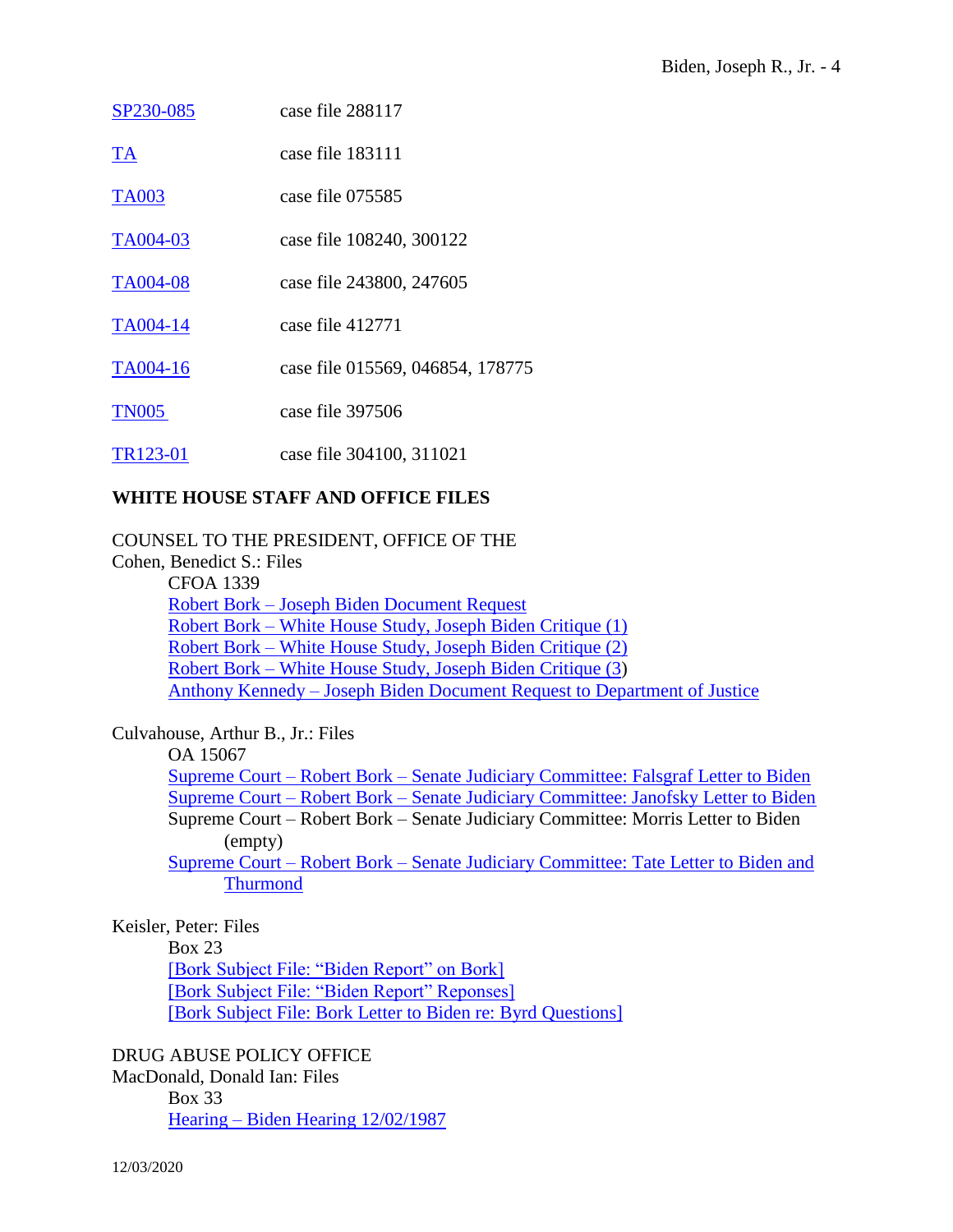| | |
|---|---|
| SP230-085 | case file 288117 |
| TA | case file 183111 |
| TA003 | case file 075585 |
| TA004-03 | case file 108240, 300122 |
| TA004-08 | case file 243800, 247605 |
| TA004-14 | case file 412771 |
| TA004-16 | case file 015569, 046854, 178775 |
| TN005 | case file 397506 |
| TR123-01 | case file 304100, 311021 |

**WHITE HOUSE STAFF AND OFFICE FILES**

COUNSEL TO THE PRESIDENT, OFFICE OF THE
Cohen, Benedict S.: Files

CFOA 1339
Robert Bork – Joseph Biden Document Request
Robert Bork – White House Study, Joseph Biden Critique (1)
Robert Bork – White House Study, Joseph Biden Critique (2)
Robert Bork – White House Study, Joseph Biden Critique (3)
Anthony Kennedy – Joseph Biden Document Request to Department of Justice

Culvahouse, Arthur B., Jr.: Files

OA 15067
Supreme Court – Robert Bork – Senate Judiciary Committee: Falsgraf Letter to Biden
Supreme Court – Robert Bork – Senate Judiciary Committee: Janofsky Letter to Biden
Supreme Court – Robert Bork – Senate Judiciary Committee: Morris Letter to Biden (empty)
Supreme Court – Robert Bork – Senate Judiciary Committee: Tate Letter to Biden and Thurmond

Keisler, Peter: Files

Box 23
[Bork Subject File: "Biden Report" on Bork]
[Bork Subject File: "Biden Report" Reponses]
[Bork Subject File: Bork Letter to Biden re: Byrd Questions]

DRUG ABUSE POLICY OFFICE
MacDonald, Donald Ian: Files

Box 33
Hearing – Biden Hearing 12/02/1987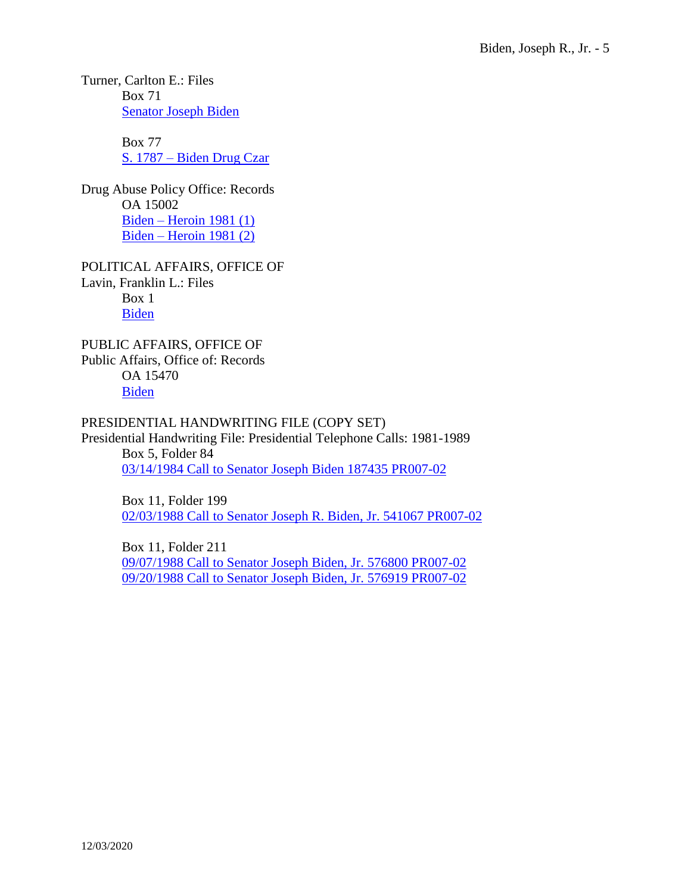Turner, Carlton E.: Files

Box 71

Senator Joseph Biden

Box 77

S. 1787 – Biden Drug Czar

Drug Abuse Policy Office: Records

OA 15002

Biden – Heroin 1981 (1)

Biden – Heroin 1981 (2)

POLITICAL AFFAIRS, OFFICE OF

Lavin, Franklin L.: Files

Box 1

Biden

PUBLIC AFFAIRS, OFFICE OF

Public Affairs, Office of: Records

OA 15470

Biden

PRESIDENTIAL HANDWRITING FILE (COPY SET)

Presidential Handwriting File: Presidential Telephone Calls: 1981-1989

Box 5, Folder 84

03/14/1984 Call to Senator Joseph Biden 187435 PR007-02

Box 11, Folder 199

02/03/1988 Call to Senator Joseph R. Biden, Jr. 541067 PR007-02

Box 11, Folder 211

09/07/1988 Call to Senator Joseph Biden, Jr. 576800 PR007-02

09/20/1988 Call to Senator Joseph Biden, Jr. 576919 PR007-02